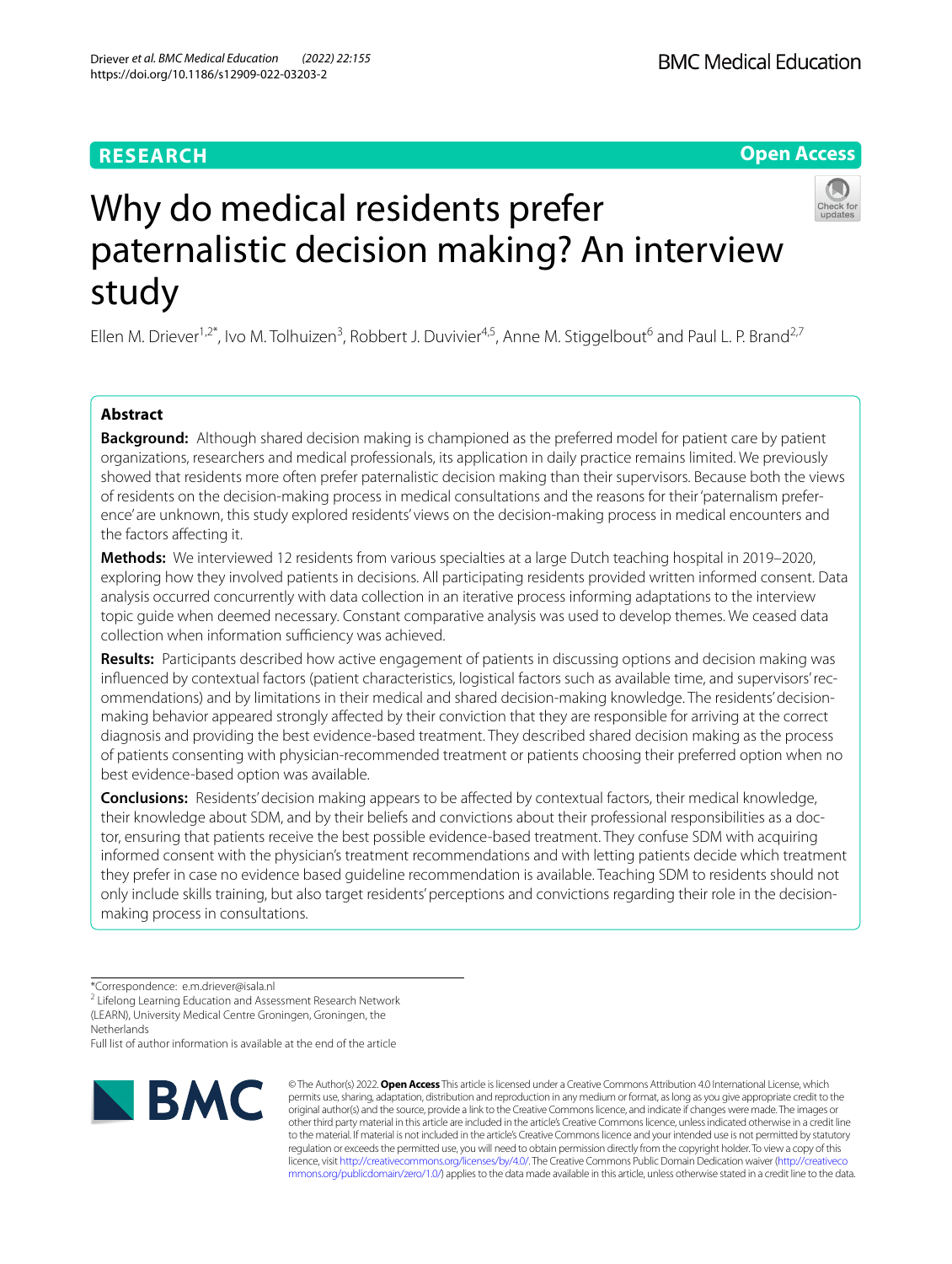RESEARCH

Open Access

# Why do medical residents prefer paternalistic decision making? An interview study

Ellen M. Driever[1,2*], Ivo M. Tolhuizen[3], Robbert J. Duvivier[4,5], Anne M. Stiggelbout[6] and Paul L. P. Brand[2,7]

## Abstract

**Background:** Although shared decision making is championed as the preferred model for patient care by patient organizations, researchers and medical professionals, its application in daily practice remains limited. We previously showed that residents more often prefer paternalistic decision making than their supervisors. Because both the views of residents on the decision-making process in medical consultations and the reasons for their 'paternalism preference' are unknown, this study explored residents' views on the decision-making process in medical encounters and the factors affecting it.

**Methods:** We interviewed 12 residents from various specialties at a large Dutch teaching hospital in 2019–2020, exploring how they involved patients in decisions. All participating residents provided written informed consent. Data analysis occurred concurrently with data collection in an iterative process informing adaptations to the interview topic guide when deemed necessary. Constant comparative analysis was used to develop themes. We ceased data collection when information sufficiency was achieved.

**Results:** Participants described how active engagement of patients in discussing options and decision making was influenced by contextual factors (patient characteristics, logistical factors such as available time, and supervisors' recommendations) and by limitations in their medical and shared decision-making knowledge. The residents' decision-making behavior appeared strongly affected by their conviction that they are responsible for arriving at the correct diagnosis and providing the best evidence-based treatment. They described shared decision making as the process of patients consenting with physician-recommended treatment or patients choosing their preferred option when no best evidence-based option was available.

**Conclusions:** Residents' decision making appears to be affected by contextual factors, their medical knowledge, their knowledge about SDM, and by their beliefs and convictions about their professional responsibilities as a doctor, ensuring that patients receive the best possible evidence-based treatment. They confuse SDM with acquiring informed consent with the physician's treatment recommendations and with letting patients decide which treatment they prefer in case no evidence based guideline recommendation is available. Teaching SDM to residents should not only include skills training, but also target residents' perceptions and convictions regarding their role in the decision-making process in consultations.

*Correspondence: e.m.driever@isala.nl

[2] Lifelong Learning Education and Assessment Research Network (LEARN), University Medical Centre Groningen, Groningen, the Netherlands

Full list of author information is available at the end of the article

© The Author(s) 2022. **Open Access** This article is licensed under a Creative Commons Attribution 4.0 International License, which permits use, sharing, adaptation, distribution and reproduction in any medium or format, as long as you give appropriate credit to the original author(s) and the source, provide a link to the Creative Commons licence, and indicate if changes were made. The images or other third party material in this article are included in the article's Creative Commons licence, unless indicated otherwise in a credit line to the material. If material is not included in the article's Creative Commons licence and your intended use is not permitted by statutory regulation or exceeds the permitted use, you will need to obtain permission directly from the copyright holder. To view a copy of this licence, visit http://creativecommons.org/licenses/by/4.0/. The Creative Commons Public Domain Dedication waiver (http://creativecommons.org/publicdomain/zero/1.0/) applies to the data made available in this article, unless otherwise stated in a credit line to the data.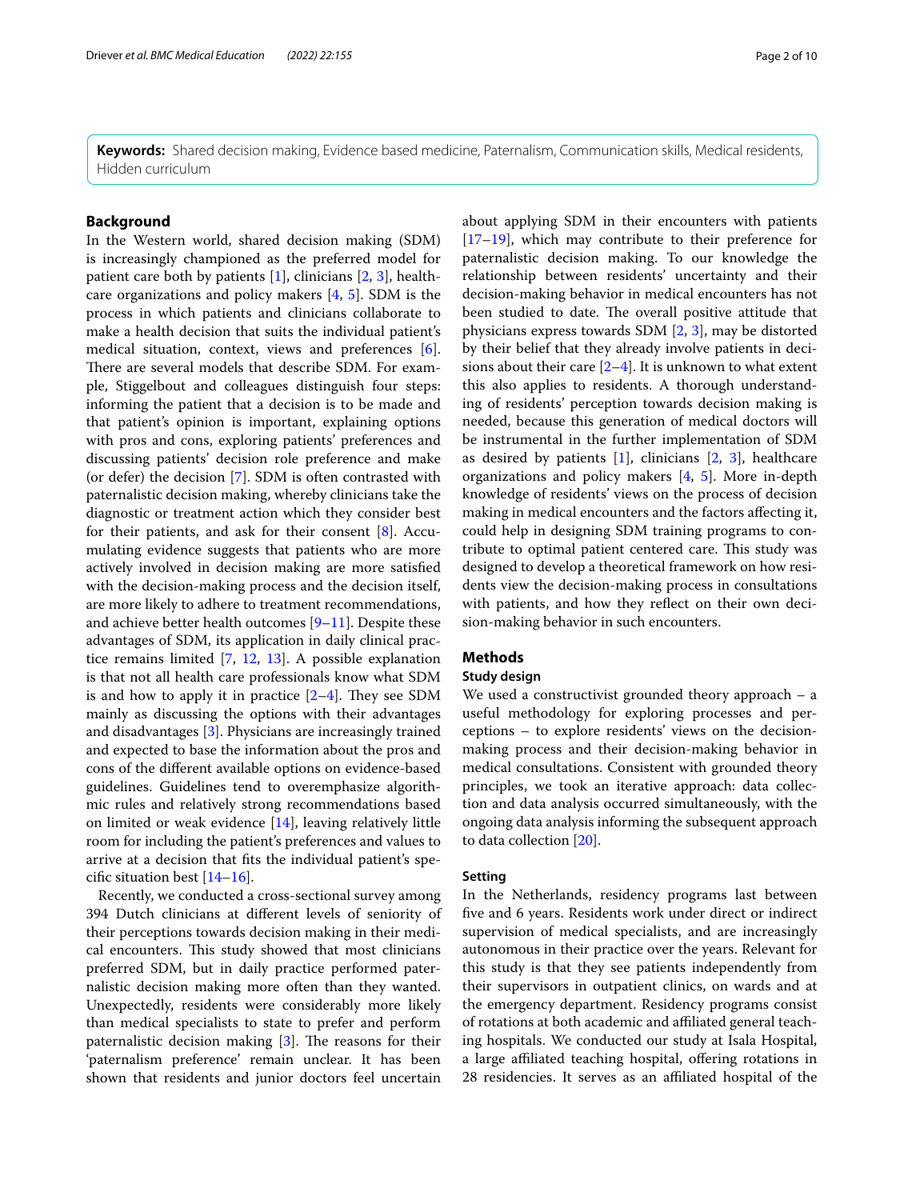**Keywords:** Shared decision making, Evidence based medicine, Paternalism, Communication skills, Medical residents, Hidden curriculum

## Background

In the Western world, shared decision making (SDM) is increasingly championed as the preferred model for patient care both by patients [1], clinicians [2, 3], healthcare organizations and policy makers [4, 5]. SDM is the process in which patients and clinicians collaborate to make a health decision that suits the individual patient's medical situation, context, views and preferences [6]. There are several models that describe SDM. For example, Stiggelbout and colleagues distinguish four steps: informing the patient that a decision is to be made and that patient's opinion is important, explaining options with pros and cons, exploring patients' preferences and discussing patients' decision role preference and make (or defer) the decision [7]. SDM is often contrasted with paternalistic decision making, whereby clinicians take the diagnostic or treatment action which they consider best for their patients, and ask for their consent [8]. Accumulating evidence suggests that patients who are more actively involved in decision making are more satisfied with the decision-making process and the decision itself, are more likely to adhere to treatment recommendations, and achieve better health outcomes [9–11]. Despite these advantages of SDM, its application in daily clinical practice remains limited [7, 12, 13]. A possible explanation is that not all health care professionals know what SDM is and how to apply it in practice [2–4]. They see SDM mainly as discussing the options with their advantages and disadvantages [3]. Physicians are increasingly trained and expected to base the information about the pros and cons of the different available options on evidence-based guidelines. Guidelines tend to overemphasize algorithmic rules and relatively strong recommendations based on limited or weak evidence [14], leaving relatively little room for including the patient's preferences and values to arrive at a decision that fits the individual patient's specific situation best [14–16].

Recently, we conducted a cross-sectional survey among 394 Dutch clinicians at different levels of seniority of their perceptions towards decision making in their medical encounters. This study showed that most clinicians preferred SDM, but in daily practice performed paternalistic decision making more often than they wanted. Unexpectedly, residents were considerably more likely than medical specialists to state to prefer and perform paternalistic decision making [3]. The reasons for their 'paternalism preference' remain unclear. It has been shown that residents and junior doctors feel uncertain about applying SDM in their encounters with patients [17–19], which may contribute to their preference for paternalistic decision making. To our knowledge the relationship between residents' uncertainty and their decision-making behavior in medical encounters has not been studied to date. The overall positive attitude that physicians express towards SDM [2, 3], may be distorted by their belief that they already involve patients in decisions about their care [2–4]. It is unknown to what extent this also applies to residents. A thorough understanding of residents' perception towards decision making is needed, because this generation of medical doctors will be instrumental in the further implementation of SDM as desired by patients [1], clinicians [2, 3], healthcare organizations and policy makers [4, 5]. More in-depth knowledge of residents' views on the process of decision making in medical encounters and the factors affecting it, could help in designing SDM training programs to contribute to optimal patient centered care. This study was designed to develop a theoretical framework on how residents view the decision-making process in consultations with patients, and how they reflect on their own decision-making behavior in such encounters.

## Methods

### Study design

We used a constructivist grounded theory approach – a useful methodology for exploring processes and perceptions – to explore residents' views on the decision-making process and their decision-making behavior in medical consultations. Consistent with grounded theory principles, we took an iterative approach: data collection and data analysis occurred simultaneously, with the ongoing data analysis informing the subsequent approach to data collection [20].

### Setting

In the Netherlands, residency programs last between five and 6 years. Residents work under direct or indirect supervision of medical specialists, and are increasingly autonomous in their practice over the years. Relevant for this study is that they see patients independently from their supervisors in outpatient clinics, on wards and at the emergency department. Residency programs consist of rotations at both academic and affiliated general teaching hospitals. We conducted our study at Isala Hospital, a large affiliated teaching hospital, offering rotations in 28 residencies. It serves as an affiliated hospital of the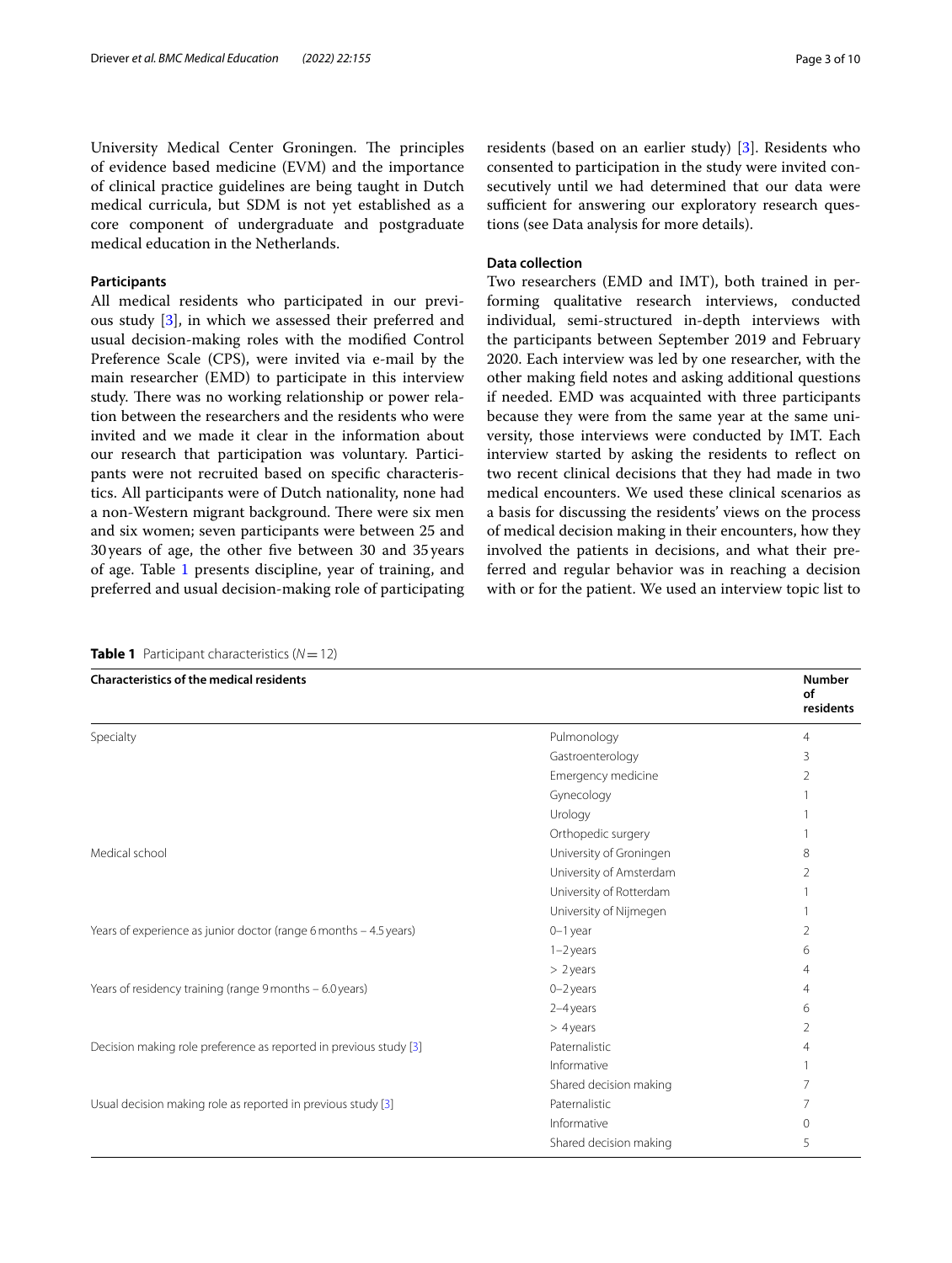University Medical Center Groningen. The principles of evidence based medicine (EVM) and the importance of clinical practice guidelines are being taught in Dutch medical curricula, but SDM is not yet established as a core component of undergraduate and postgraduate medical education in the Netherlands.

### Participants

All medical residents who participated in our previous study [3], in which we assessed their preferred and usual decision-making roles with the modified Control Preference Scale (CPS), were invited via e-mail by the main researcher (EMD) to participate in this interview study. There was no working relationship or power relation between the researchers and the residents who were invited and we made it clear in the information about our research that participation was voluntary. Participants were not recruited based on specific characteristics. All participants were of Dutch nationality, none had a non-Western migrant background. There were six men and six women; seven participants were between 25 and 30 years of age, the other five between 30 and 35 years of age. Table 1 presents discipline, year of training, and preferred and usual decision-making role of participating residents (based on an earlier study) [3]. Residents who consented to participation in the study were invited consecutively until we had determined that our data were sufficient for answering our exploratory research questions (see Data analysis for more details).

### Data collection

Two researchers (EMD and IMT), both trained in performing qualitative research interviews, conducted individual, semi-structured in-depth interviews with the participants between September 2019 and February 2020. Each interview was led by one researcher, with the other making field notes and asking additional questions if needed. EMD was acquainted with three participants because they were from the same year at the same university, those interviews were conducted by IMT. Each interview started by asking the residents to reflect on two recent clinical decisions that they had made in two medical encounters. We used these clinical scenarios as a basis for discussing the residents' views on the process of medical decision making in their encounters, how they involved the patients in decisions, and what their preferred and regular behavior was in reaching a decision with or for the patient. We used an interview topic list to

**Table 1** Participant characteristics (*N* = 12)

| Characteristics of the medical residents | | Number of residents |
|---|---|---|
| Specialty | Pulmonology | 4 |
| | Gastroenterology | 3 |
| | Emergency medicine | 2 |
| | Gynecology | 1 |
| | Urology | 1 |
| | Orthopedic surgery | 1 |
| Medical school | University of Groningen | 8 |
| | University of Amsterdam | 2 |
| | University of Rotterdam | 1 |
| | University of Nijmegen | 1 |
| Years of experience as junior doctor (range 6 months – 4.5 years) | 0–1 year | 2 |
| | 1–2 years | 6 |
| | > 2 years | 4 |
| Years of residency training (range 9 months – 6.0 years) | 0–2 years | 4 |
| | 2–4 years | 6 |
| | > 4 years | 2 |
| Decision making role preference as reported in previous study [3] | Paternalistic | 4 |
| | Informative | 1 |
| | Shared decision making | 7 |
| Usual decision making role as reported in previous study [3] | Paternalistic | 7 |
| | Informative | 0 |
| | Shared decision making | 5 |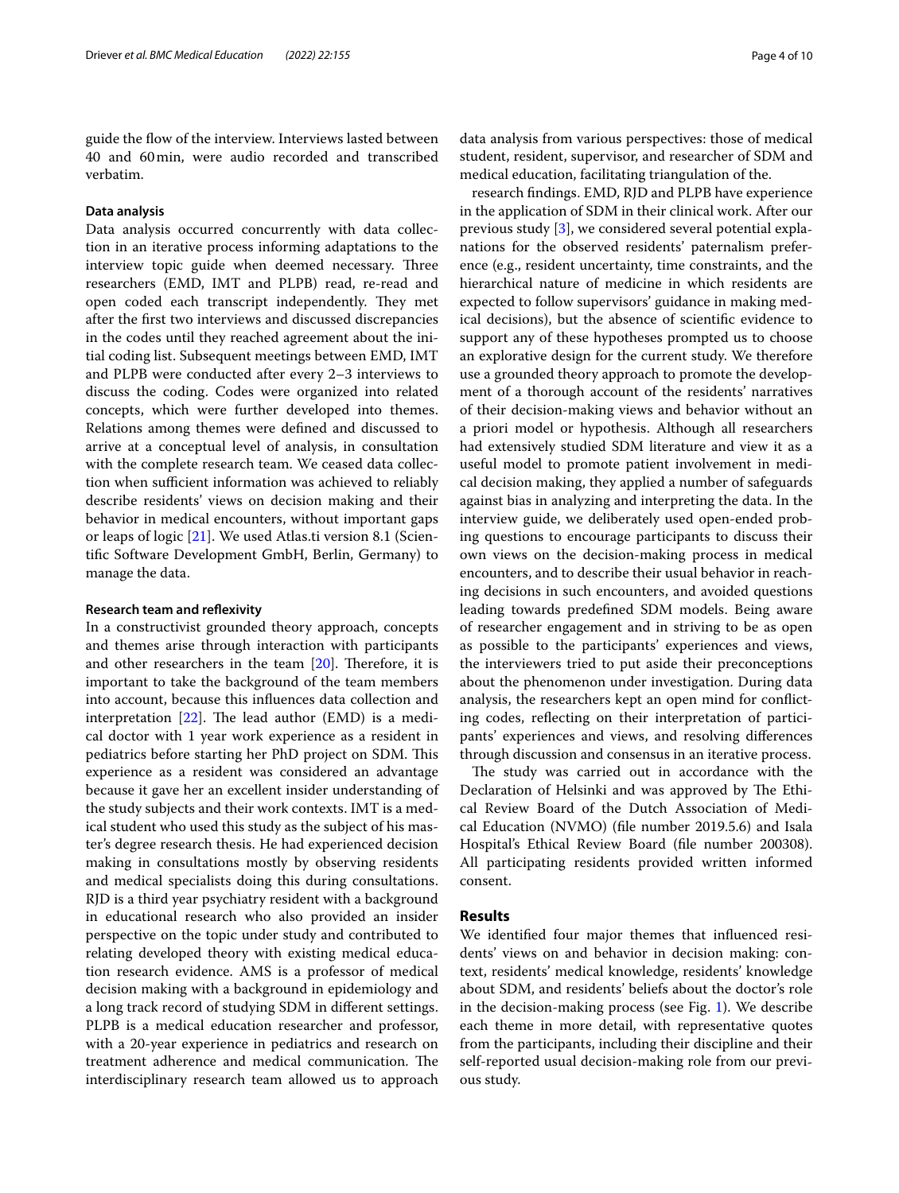guide the flow of the interview. Interviews lasted between 40 and 60 min, were audio recorded and transcribed verbatim.

### Data analysis

Data analysis occurred concurrently with data collection in an iterative process informing adaptations to the interview topic guide when deemed necessary. Three researchers (EMD, IMT and PLPB) read, re-read and open coded each transcript independently. They met after the first two interviews and discussed discrepancies in the codes until they reached agreement about the initial coding list. Subsequent meetings between EMD, IMT and PLPB were conducted after every 2–3 interviews to discuss the coding. Codes were organized into related concepts, which were further developed into themes. Relations among themes were defined and discussed to arrive at a conceptual level of analysis, in consultation with the complete research team. We ceased data collection when sufficient information was achieved to reliably describe residents' views on decision making and their behavior in medical encounters, without important gaps or leaps of logic [21]. We used Atlas.ti version 8.1 (Scientific Software Development GmbH, Berlin, Germany) to manage the data.

### Research team and reflexivity

In a constructivist grounded theory approach, concepts and themes arise through interaction with participants and other researchers in the team [20]. Therefore, it is important to take the background of the team members into account, because this influences data collection and interpretation [22]. The lead author (EMD) is a medical doctor with 1 year work experience as a resident in pediatrics before starting her PhD project on SDM. This experience as a resident was considered an advantage because it gave her an excellent insider understanding of the study subjects and their work contexts. IMT is a medical student who used this study as the subject of his master's degree research thesis. He had experienced decision making in consultations mostly by observing residents and medical specialists doing this during consultations. RJD is a third year psychiatry resident with a background in educational research who also provided an insider perspective on the topic under study and contributed to relating developed theory with existing medical education research evidence. AMS is a professor of medical decision making with a background in epidemiology and a long track record of studying SDM in different settings. PLPB is a medical education researcher and professor, with a 20-year experience in pediatrics and research on treatment adherence and medical communication. The interdisciplinary research team allowed us to approach data analysis from various perspectives: those of medical student, resident, supervisor, and researcher of SDM and medical education, facilitating triangulation of the.

research findings. EMD, RJD and PLPB have experience in the application of SDM in their clinical work. After our previous study [3], we considered several potential explanations for the observed residents' paternalism preference (e.g., resident uncertainty, time constraints, and the hierarchical nature of medicine in which residents are expected to follow supervisors' guidance in making medical decisions), but the absence of scientific evidence to support any of these hypotheses prompted us to choose an explorative design for the current study. We therefore use a grounded theory approach to promote the development of a thorough account of the residents' narratives of their decision-making views and behavior without an a priori model or hypothesis. Although all researchers had extensively studied SDM literature and view it as a useful model to promote patient involvement in medical decision making, they applied a number of safeguards against bias in analyzing and interpreting the data. In the interview guide, we deliberately used open-ended probing questions to encourage participants to discuss their own views on the decision-making process in medical encounters, and to describe their usual behavior in reaching decisions in such encounters, and avoided questions leading towards predefined SDM models. Being aware of researcher engagement and in striving to be as open as possible to the participants' experiences and views, the interviewers tried to put aside their preconceptions about the phenomenon under investigation. During data analysis, the researchers kept an open mind for conflicting codes, reflecting on their interpretation of participants' experiences and views, and resolving differences through discussion and consensus in an iterative process.

The study was carried out in accordance with the Declaration of Helsinki and was approved by The Ethical Review Board of the Dutch Association of Medical Education (NVMO) (file number 2019.5.6) and Isala Hospital's Ethical Review Board (file number 200308). All participating residents provided written informed consent.

## Results

We identified four major themes that influenced residents' views on and behavior in decision making: context, residents' medical knowledge, residents' knowledge about SDM, and residents' beliefs about the doctor's role in the decision-making process (see Fig. 1). We describe each theme in more detail, with representative quotes from the participants, including their discipline and their self-reported usual decision-making role from our previous study.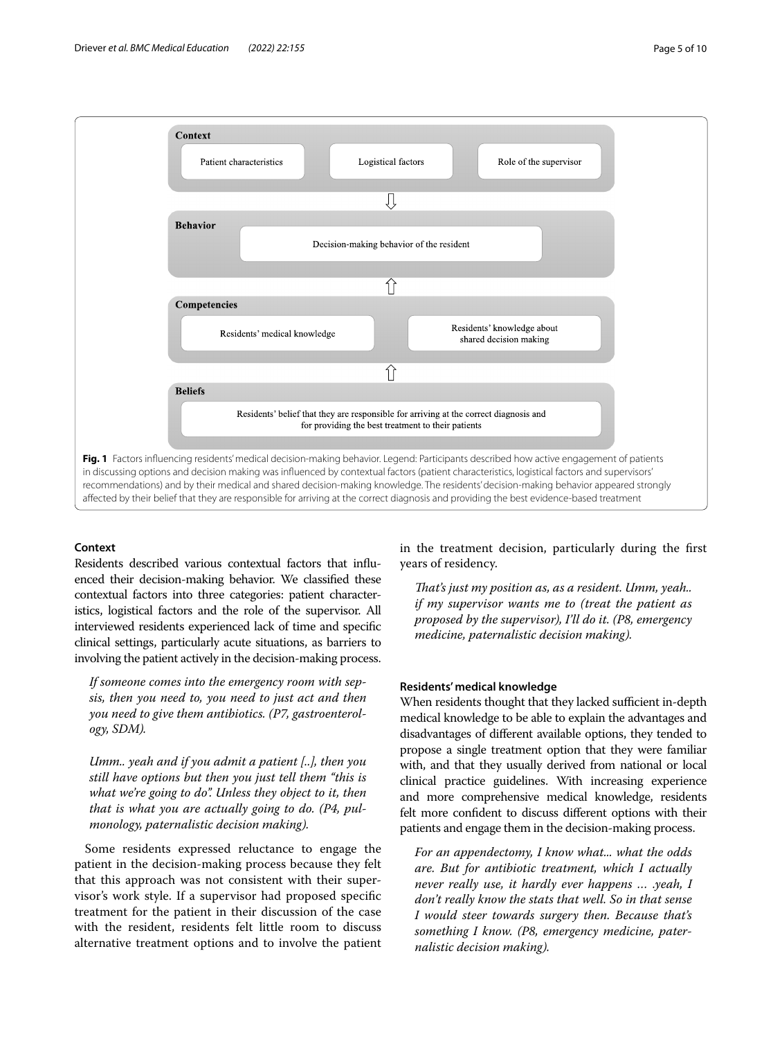Context

Patient characteristics | Logistical factors | Role of the supervisor

⇩

Behavior

Decision-making behavior of the resident

⇧

Competencies

Residents' medical knowledge | Residents' knowledge about shared decision making

⇧

Beliefs

Residents' belief that they are responsible for arriving at the correct diagnosis and for providing the best treatment to their patients

**Fig. 1** Factors influencing residents' medical decision-making behavior. Legend: Participants described how active engagement of patients in discussing options and decision making was influenced by contextual factors (patient characteristics, logistical factors and supervisors' recommendations) and by their medical and shared decision-making knowledge. The residents' decision-making behavior appeared strongly affected by their belief that they are responsible for arriving at the correct diagnosis and providing the best evidence-based treatment

### Context

Residents described various contextual factors that influenced their decision-making behavior. We classified these contextual factors into three categories: patient characteristics, logistical factors and the role of the supervisor. All interviewed residents experienced lack of time and specific clinical settings, particularly acute situations, as barriers to involving the patient actively in the decision-making process.

> *If someone comes into the emergency room with sepsis, then you need to, you need to just act and then you need to give them antibiotics. (P7, gastroenterology, SDM).*

> *Umm.. yeah and if you admit a patient [..], then you still have options but then you just tell them "this is what we're going to do". Unless they object to it, then that is what you are actually going to do. (P4, pulmonology, paternalistic decision making).*

Some residents expressed reluctance to engage the patient in the decision-making process because they felt that this approach was not consistent with their supervisor's work style. If a supervisor had proposed specific treatment for the patient in their discussion of the case with the resident, residents felt little room to discuss alternative treatment options and to involve the patient in the treatment decision, particularly during the first years of residency.

> *That's just my position as, as a resident. Umm, yeah.. if my supervisor wants me to (treat the patient as proposed by the supervisor), I'll do it. (P8, emergency medicine, paternalistic decision making).*

### Residents' medical knowledge

When residents thought that they lacked sufficient in-depth medical knowledge to be able to explain the advantages and disadvantages of different available options, they tended to propose a single treatment option that they were familiar with, and that they usually derived from national or local clinical practice guidelines. With increasing experience and more comprehensive medical knowledge, residents felt more confident to discuss different options with their patients and engage them in the decision-making process.

> *For an appendectomy, I know what... what the odds are. But for antibiotic treatment, which I actually never really use, it hardly ever happens … .yeah, I don't really know the stats that well. So in that sense I would steer towards surgery then. Because that's something I know. (P8, emergency medicine, paternalistic decision making).*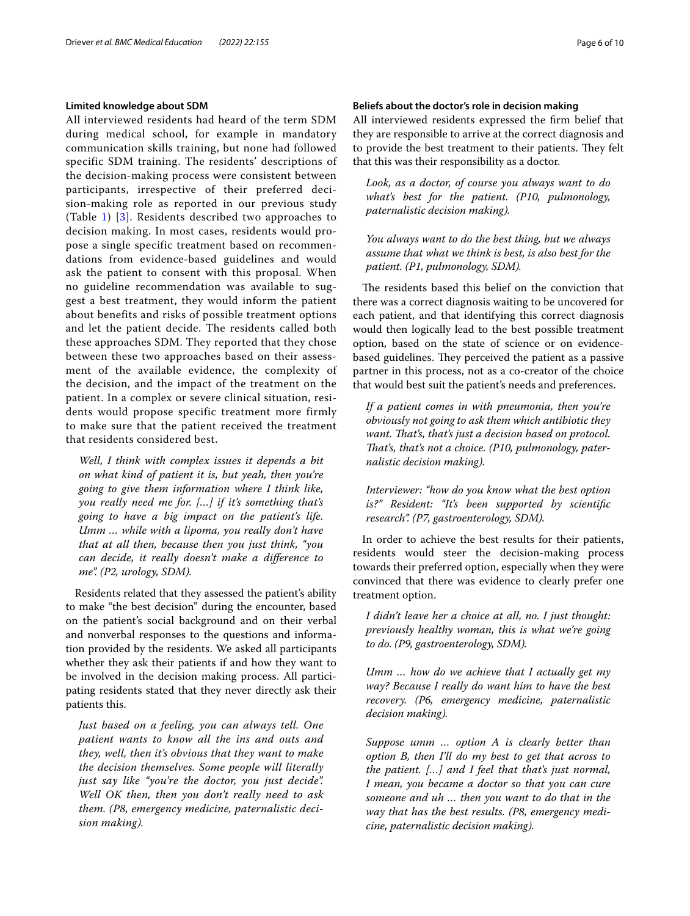### Limited knowledge about SDM

All interviewed residents had heard of the term SDM during medical school, for example in mandatory communication skills training, but none had followed specific SDM training. The residents' descriptions of the decision-making process were consistent between participants, irrespective of their preferred decision-making role as reported in our previous study (Table 1) [3]. Residents described two approaches to decision making. In most cases, residents would propose a single specific treatment based on recommendations from evidence-based guidelines and would ask the patient to consent with this proposal. When no guideline recommendation was available to suggest a best treatment, they would inform the patient about benefits and risks of possible treatment options and let the patient decide. The residents called both these approaches SDM. They reported that they chose between these two approaches based on their assessment of the available evidence, the complexity of the decision, and the impact of the treatment on the patient. In a complex or severe clinical situation, residents would propose specific treatment more firmly to make sure that the patient received the treatment that residents considered best.

> *Well, I think with complex issues it depends a bit on what kind of patient it is, but yeah, then you're going to give them information where I think like, you really need me for. […] if it's something that's going to have a big impact on the patient's life. Umm … while with a lipoma, you really don't have that at all then, because then you just think, "you can decide, it really doesn't make a difference to me". (P2, urology, SDM).*

Residents related that they assessed the patient's ability to make "the best decision" during the encounter, based on the patient's social background and on their verbal and nonverbal responses to the questions and information provided by the residents. We asked all participants whether they ask their patients if and how they want to be involved in the decision making process. All participating residents stated that they never directly ask their patients this.

> *Just based on a feeling, you can always tell. One patient wants to know all the ins and outs and they, well, then it's obvious that they want to make the decision themselves. Some people will literally just say like "you're the doctor, you just decide". Well OK then, then you don't really need to ask them. (P8, emergency medicine, paternalistic decision making).*

### Beliefs about the doctor's role in decision making

All interviewed residents expressed the firm belief that they are responsible to arrive at the correct diagnosis and to provide the best treatment to their patients. They felt that this was their responsibility as a doctor.

> *Look, as a doctor, of course you always want to do what's best for the patient. (P10, pulmonology, paternalistic decision making).*

> *You always want to do the best thing, but we always assume that what we think is best, is also best for the patient. (P1, pulmonology, SDM).*

The residents based this belief on the conviction that there was a correct diagnosis waiting to be uncovered for each patient, and that identifying this correct diagnosis would then logically lead to the best possible treatment option, based on the state of science or on evidence-based guidelines. They perceived the patient as a passive partner in this process, not as a co-creator of the choice that would best suit the patient's needs and preferences.

> *If a patient comes in with pneumonia, then you're obviously not going to ask them which antibiotic they want. That's, that's just a decision based on protocol. That's, that's not a choice. (P10, pulmonology, paternalistic decision making).*

> *Interviewer: "how do you know what the best option is?" Resident: "It's been supported by scientific research". (P7, gastroenterology, SDM).*

In order to achieve the best results for their patients, residents would steer the decision-making process towards their preferred option, especially when they were convinced that there was evidence to clearly prefer one treatment option.

> *I didn't leave her a choice at all, no. I just thought: previously healthy woman, this is what we're going to do. (P9, gastroenterology, SDM).*

> *Umm … how do we achieve that I actually get my way? Because I really do want him to have the best recovery. (P6, emergency medicine, paternalistic decision making).*

> *Suppose umm … option A is clearly better than option B, then I'll do my best to get that across to the patient. […] and I feel that that's just normal, I mean, you became a doctor so that you can cure someone and uh … then you want to do that in the way that has the best results. (P8, emergency medicine, paternalistic decision making).*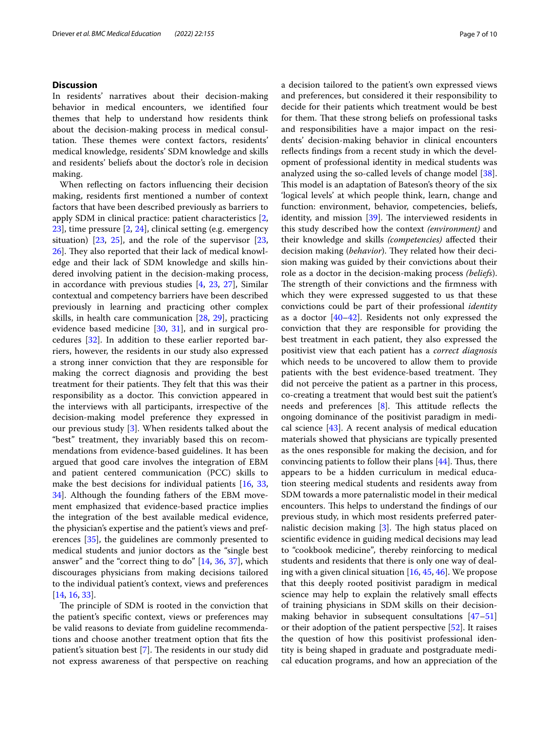## Discussion

In residents' narratives about their decision-making behavior in medical encounters, we identified four themes that help to understand how residents think about the decision-making process in medical consultation. These themes were context factors, residents' medical knowledge, residents' SDM knowledge and skills and residents' beliefs about the doctor's role in decision making.

When reflecting on factors influencing their decision making, residents first mentioned a number of context factors that have been described previously as barriers to apply SDM in clinical practice: patient characteristics [2, 23], time pressure [2, 24], clinical setting (e.g. emergency situation) [23, 25], and the role of the supervisor [23, 26]. They also reported that their lack of medical knowledge and their lack of SDM knowledge and skills hindered involving patient in the decision-making process, in accordance with previous studies [4, 23, 27], Similar contextual and competency barriers have been described previously in learning and practicing other complex skills, in health care communication [28, 29], practicing evidence based medicine [30, 31], and in surgical procedures [32]. In addition to these earlier reported barriers, however, the residents in our study also expressed a strong inner conviction that they are responsible for making the correct diagnosis and providing the best treatment for their patients. They felt that this was their responsibility as a doctor. This conviction appeared in the interviews with all participants, irrespective of the decision-making model preference they expressed in our previous study [3]. When residents talked about the "best" treatment, they invariably based this on recommendations from evidence-based guidelines. It has been argued that good care involves the integration of EBM and patient centered communication (PCC) skills to make the best decisions for individual patients [16, 33, 34]. Although the founding fathers of the EBM movement emphasized that evidence-based practice implies the integration of the best available medical evidence, the physician's expertise and the patient's views and preferences [35], the guidelines are commonly presented to medical students and junior doctors as the "single best answer" and the "correct thing to do" [14, 36, 37], which discourages physicians from making decisions tailored to the individual patient's context, views and preferences [14, 16, 33].

The principle of SDM is rooted in the conviction that the patient's specific context, views or preferences may be valid reasons to deviate from guideline recommendations and choose another treatment option that fits the patient's situation best [7]. The residents in our study did not express awareness of that perspective on reaching a decision tailored to the patient's own expressed views and preferences, but considered it their responsibility to decide for their patients which treatment would be best for them. That these strong beliefs on professional tasks and responsibilities have a major impact on the residents' decision-making behavior in clinical encounters reflects findings from a recent study in which the development of professional identity in medical students was analyzed using the so-called levels of change model [38]. This model is an adaptation of Bateson's theory of the six 'logical levels' at which people think, learn, change and function: environment, behavior, competencies, beliefs, identity, and mission [39]. The interviewed residents in this study described how the context *(environment)* and their knowledge and skills *(competencies)* affected their decision making (*behavior*). They related how their decision making was guided by their convictions about their role as a doctor in the decision-making process *(beliefs*). The strength of their convictions and the firmness with which they were expressed suggested to us that these convictions could be part of their professional *identity* as a doctor [40–42]. Residents not only expressed the conviction that they are responsible for providing the best treatment in each patient, they also expressed the positivist view that each patient has a *correct diagnosis* which needs to be uncovered to allow them to provide patients with the best evidence-based treatment. They did not perceive the patient as a partner in this process, co-creating a treatment that would best suit the patient's needs and preferences [8]. This attitude reflects the ongoing dominance of the positivist paradigm in medical science [43]. A recent analysis of medical education materials showed that physicians are typically presented as the ones responsible for making the decision, and for convincing patients to follow their plans [44]. Thus, there appears to be a hidden curriculum in medical education steering medical students and residents away from SDM towards a more paternalistic model in their medical encounters. This helps to understand the findings of our previous study, in which most residents preferred paternalistic decision making [3]. The high status placed on scientific evidence in guiding medical decisions may lead to "cookbook medicine", thereby reinforcing to medical students and residents that there is only one way of dealing with a given clinical situation [16, 45, 46]. We propose that this deeply rooted positivist paradigm in medical science may help to explain the relatively small effects of training physicians in SDM skills on their decision-making behavior in subsequent consultations [47–51] or their adoption of the patient perspective [52]. It raises the question of how this positivist professional identity is being shaped in graduate and postgraduate medical education programs, and how an appreciation of the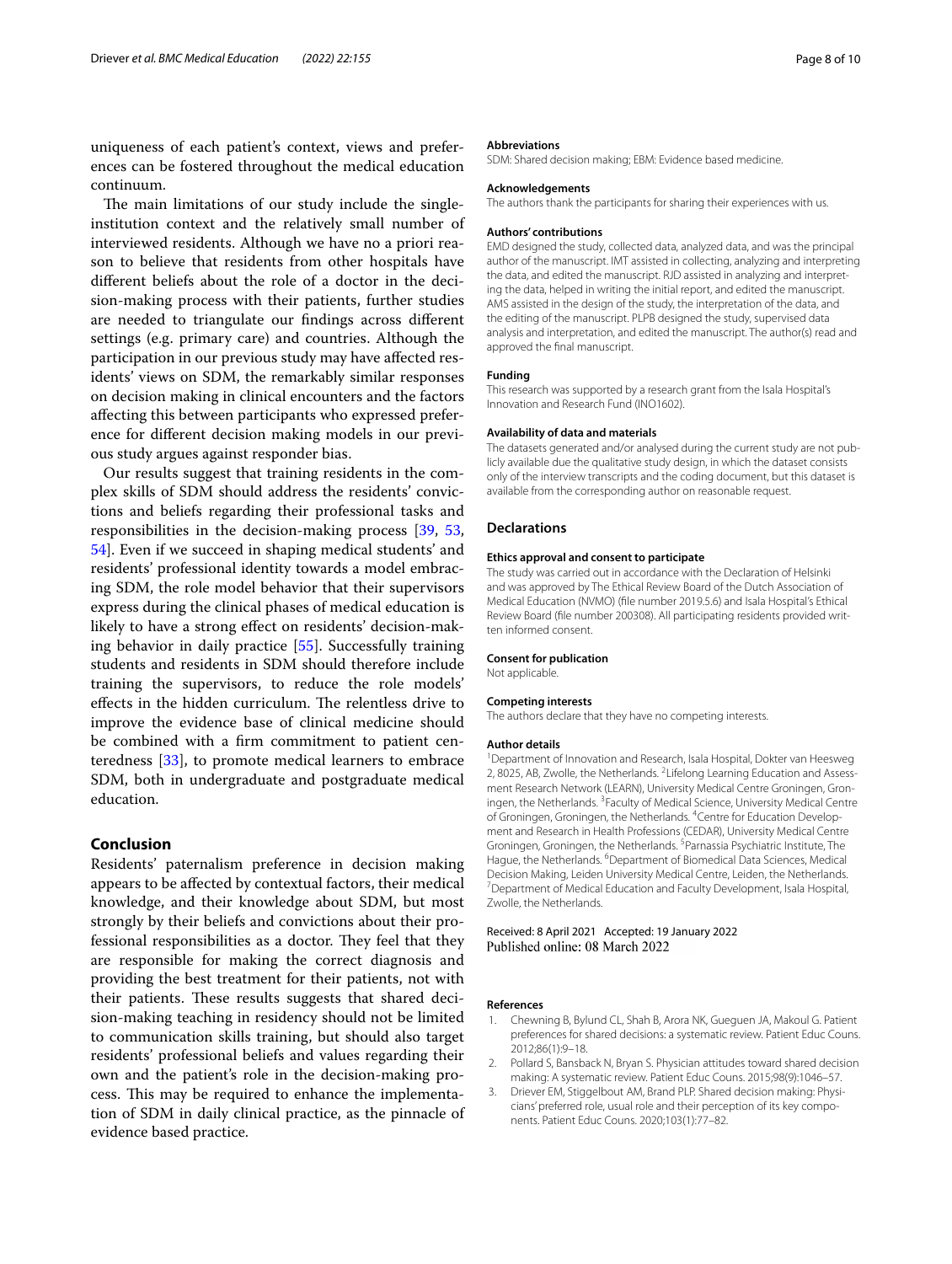uniqueness of each patient's context, views and preferences can be fostered throughout the medical education continuum.

The main limitations of our study include the single-institution context and the relatively small number of interviewed residents. Although we have no a priori reason to believe that residents from other hospitals have different beliefs about the role of a doctor in the decision-making process with their patients, further studies are needed to triangulate our findings across different settings (e.g. primary care) and countries. Although the participation in our previous study may have affected residents' views on SDM, the remarkably similar responses on decision making in clinical encounters and the factors affecting this between participants who expressed preference for different decision making models in our previous study argues against responder bias.

Our results suggest that training residents in the complex skills of SDM should address the residents' convictions and beliefs regarding their professional tasks and responsibilities in the decision-making process [39, 53, 54]. Even if we succeed in shaping medical students' and residents' professional identity towards a model embracing SDM, the role model behavior that their supervisors express during the clinical phases of medical education is likely to have a strong effect on residents' decision-making behavior in daily practice [55]. Successfully training students and residents in SDM should therefore include training the supervisors, to reduce the role models' effects in the hidden curriculum. The relentless drive to improve the evidence base of clinical medicine should be combined with a firm commitment to patient centeredness [33], to promote medical learners to embrace SDM, both in undergraduate and postgraduate medical education.

## Conclusion

Residents' paternalism preference in decision making appears to be affected by contextual factors, their medical knowledge, and their knowledge about SDM, but most strongly by their beliefs and convictions about their professional responsibilities as a doctor. They feel that they are responsible for making the correct diagnosis and providing the best treatment for their patients, not with their patients. These results suggests that shared decision-making teaching in residency should not be limited to communication skills training, but should also target residents' professional beliefs and values regarding their own and the patient's role in the decision-making process. This may be required to enhance the implementation of SDM in daily clinical practice, as the pinnacle of evidence based practice.

#### Abbreviations

SDM: Shared decision making; EBM: Evidence based medicine.

#### Acknowledgements

The authors thank the participants for sharing their experiences with us.

#### Authors' contributions

EMD designed the study, collected data, analyzed data, and was the principal author of the manuscript. IMT assisted in collecting, analyzing and interpreting the data, and edited the manuscript. RJD assisted in analyzing and interpreting the data, helped in writing the initial report, and edited the manuscript. AMS assisted in the design of the study, the interpretation of the data, and the editing of the manuscript. PLPB designed the study, supervised data analysis and interpretation, and edited the manuscript. The author(s) read and approved the final manuscript.

#### Funding

This research was supported by a research grant from the Isala Hospital's Innovation and Research Fund (INO1602).

#### Availability of data and materials

The datasets generated and/or analysed during the current study are not publicly available due the qualitative study design, in which the dataset consists only of the interview transcripts and the coding document, but this dataset is available from the corresponding author on reasonable request.

### Declarations

#### Ethics approval and consent to participate

The study was carried out in accordance with the Declaration of Helsinki and was approved by The Ethical Review Board of the Dutch Association of Medical Education (NVMO) (file number 2019.5.6) and Isala Hospital's Ethical Review Board (file number 200308). All participating residents provided written informed consent.

#### Consent for publication

Not applicable.

#### Competing interests

The authors declare that they have no competing interests.

#### Author details

[1]Department of Innovation and Research, Isala Hospital, Dokter van Heesweg 2, 8025, AB, Zwolle, the Netherlands. [2]Lifelong Learning Education and Assessment Research Network (LEARN), University Medical Centre Groningen, Groningen, the Netherlands. [3]Faculty of Medical Science, University Medical Centre of Groningen, Groningen, the Netherlands. [4]Centre for Education Development and Research in Health Professions (CEDAR), University Medical Centre Groningen, Groningen, the Netherlands. [5]Parnassia Psychiatric Institute, The Hague, the Netherlands. [6]Department of Biomedical Data Sciences, Medical Decision Making, Leiden University Medical Centre, Leiden, the Netherlands. [7]Department of Medical Education and Faculty Development, Isala Hospital, Zwolle, the Netherlands.

Received: 8 April 2021 Accepted: 19 January 2022
Published online: 08 March 2022

#### References

1. Chewning B, Bylund CL, Shah B, Arora NK, Gueguen JA, Makoul G. Patient preferences for shared decisions: a systematic review. Patient Educ Couns. 2012;86(1):9–18.
2. Pollard S, Bansback N, Bryan S. Physician attitudes toward shared decision making: A systematic review. Patient Educ Couns. 2015;98(9):1046–57.
3. Driever EM, Stiggelbout AM, Brand PLP. Shared decision making: Physicians' preferred role, usual role and their perception of its key components. Patient Educ Couns. 2020;103(1):77–82.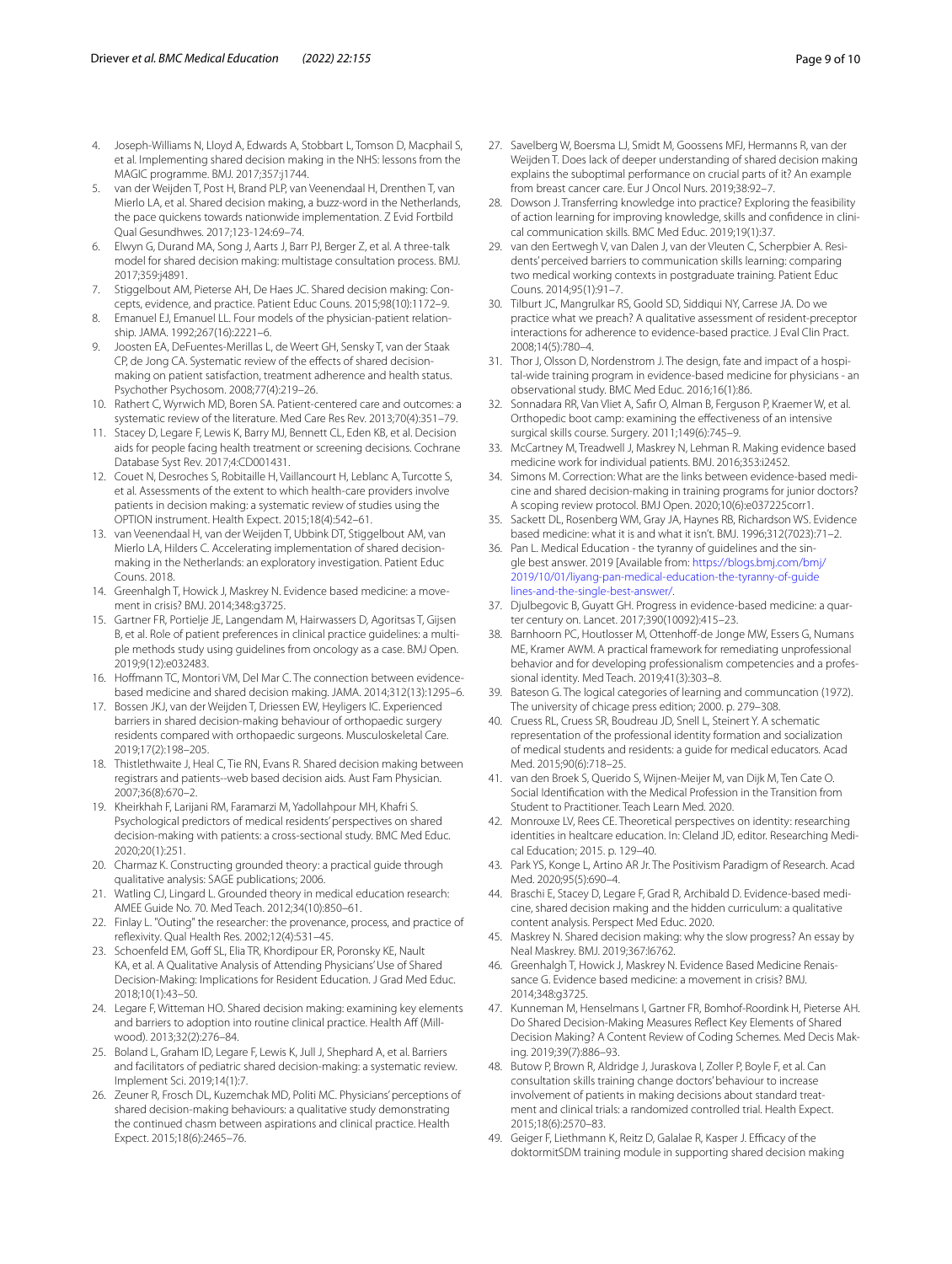4. Joseph-Williams N, Lloyd A, Edwards A, Stobbart L, Tomson D, Macphail S, et al. Implementing shared decision making in the NHS: lessons from the MAGIC programme. BMJ. 2017;357:j1744.
5. van der Weijden T, Post H, Brand PLP, van Veenendaal H, Drenthen T, van Mierlo LA, et al. Shared decision making, a buzz-word in the Netherlands, the pace quickens towards nationwide implementation. Z Evid Fortbild Qual Gesundhwes. 2017;123-124:69–74.
6. Elwyn G, Durand MA, Song J, Aarts J, Barr PJ, Berger Z, et al. A three-talk model for shared decision making: multistage consultation process. BMJ. 2017;359:j4891.
7. Stiggelbout AM, Pieterse AH, De Haes JC. Shared decision making: Concepts, evidence, and practice. Patient Educ Couns. 2015;98(10):1172–9.
8. Emanuel EJ, Emanuel LL. Four models of the physician-patient relationship. JAMA. 1992;267(16):2221–6.
9. Joosten EA, DeFuentes-Merillas L, de Weert GH, Sensky T, van der Staak CP, de Jong CA. Systematic review of the effects of shared decision-making on patient satisfaction, treatment adherence and health status. Psychother Psychosom. 2008;77(4):219–26.
10. Rathert C, Wyrwich MD, Boren SA. Patient-centered care and outcomes: a systematic review of the literature. Med Care Res Rev. 2013;70(4):351–79.
11. Stacey D, Legare F, Lewis K, Barry MJ, Bennett CL, Eden KB, et al. Decision aids for people facing health treatment or screening decisions. Cochrane Database Syst Rev. 2017;4:CD001431.
12. Couet N, Desroches S, Robitaille H, Vaillancourt H, Leblanc A, Turcotte S, et al. Assessments of the extent to which health-care providers involve patients in decision making: a systematic review of studies using the OPTION instrument. Health Expect. 2015;18(4):542–61.
13. van Veenendaal H, van der Weijden T, Ubbink DT, Stiggelbout AM, van Mierlo LA, Hilders C. Accelerating implementation of shared decision-making in the Netherlands: an exploratory investigation. Patient Educ Couns. 2018.
14. Greenhalgh T, Howick J, Maskrey N. Evidence based medicine: a movement in crisis? BMJ. 2014;348:g3725.
15. Gartner FR, Portielje JE, Langendam M, Hairwassers D, Agoritsas T, Gijsen B, et al. Role of patient preferences in clinical practice guidelines: a multiple methods study using guidelines from oncology as a case. BMJ Open. 2019;9(12):e032483.
16. Hoffmann TC, Montori VM, Del Mar C. The connection between evidence-based medicine and shared decision making. JAMA. 2014;312(13):1295–6.
17. Bossen JKJ, van der Weijden T, Driessen EW, Heyligers IC. Experienced barriers in shared decision-making behaviour of orthopaedic surgery residents compared with orthopaedic surgeons. Musculoskeletal Care. 2019;17(2):198–205.
18. Thistlethwaite J, Heal C, Tie RN, Evans R. Shared decision making between registrars and patients--web based decision aids. Aust Fam Physician. 2007;36(8):670–2.
19. Kheirkhah F, Larijani RM, Faramarzi M, Yadollahpour MH, Khafri S. Psychological predictors of medical residents' perspectives on shared decision-making with patients: a cross-sectional study. BMC Med Educ. 2020;20(1):251.
20. Charmaz K. Constructing grounded theory: a practical guide through qualitative analysis: SAGE publications; 2006.
21. Watling CJ, Lingard L. Grounded theory in medical education research: AMEE Guide No. 70. Med Teach. 2012;34(10):850–61.
22. Finlay L. "Outing" the researcher: the provenance, process, and practice of reflexivity. Qual Health Res. 2002;12(4):531–45.
23. Schoenfeld EM, Goff SL, Elia TR, Khordipour ER, Poronsky KE, Nault KA, et al. A Qualitative Analysis of Attending Physicians' Use of Shared Decision-Making: Implications for Resident Education. J Grad Med Educ. 2018;10(1):43–50.
24. Legare F, Witteman HO. Shared decision making: examining key elements and barriers to adoption into routine clinical practice. Health Aff (Millwood). 2013;32(2):276–84.
25. Boland L, Graham ID, Legare F, Lewis K, Jull J, Shephard A, et al. Barriers and facilitators of pediatric shared decision-making: a systematic review. Implement Sci. 2019;14(1):7.
26. Zeuner R, Frosch DL, Kuzemchak MD, Politi MC. Physicians' perceptions of shared decision-making behaviours: a qualitative study demonstrating the continued chasm between aspirations and clinical practice. Health Expect. 2015;18(6):2465–76.
27. Savelberg W, Boersma LJ, Smidt M, Goossens MFJ, Hermanns R, van der Weijden T. Does lack of deeper understanding of shared decision making explains the suboptimal performance on crucial parts of it? An example from breast cancer care. Eur J Oncol Nurs. 2019;38:92–7.
28. Dowson J. Transferring knowledge into practice? Exploring the feasibility of action learning for improving knowledge, skills and confidence in clinical communication skills. BMC Med Educ. 2019;19(1):37.
29. van den Eertwegh V, van Dalen J, van der Vleuten C, Scherpbier A. Residents' perceived barriers to communication skills learning: comparing two medical working contexts in postgraduate training. Patient Educ Couns. 2014;95(1):91–7.
30. Tilburt JC, Mangrulkar RS, Goold SD, Siddiqui NY, Carrese JA. Do we practice what we preach? A qualitative assessment of resident-preceptor interactions for adherence to evidence-based practice. J Eval Clin Pract. 2008;14(5):780–4.
31. Thor J, Olsson D, Nordenstrom J. The design, fate and impact of a hospital-wide training program in evidence-based medicine for physicians - an observational study. BMC Med Educ. 2016;16(1):86.
32. Sonnadara RR, Van Vliet A, Safir O, Alman B, Ferguson P, Kraemer W, et al. Orthopedic boot camp: examining the effectiveness of an intensive surgical skills course. Surgery. 2011;149(6):745–9.
33. McCartney M, Treadwell J, Maskrey N, Lehman R. Making evidence based medicine work for individual patients. BMJ. 2016;353:i2452.
34. Simons M. Correction: What are the links between evidence-based medicine and shared decision-making in training programs for junior doctors? A scoping review protocol. BMJ Open. 2020;10(6):e037225corr1.
35. Sackett DL, Rosenberg WM, Gray JA, Haynes RB, Richardson WS. Evidence based medicine: what it is and what it isn't. BMJ. 1996;312(7023):71–2.
36. Pan L. Medical Education - the tyranny of guidelines and the single best answer. 2019 [Available from: https://blogs.bmj.com/bmj/2019/10/01/liyang-pan-medical-education-the-tyranny-of-guide lines-and-the-single-best-answer/.
37. Djulbegovic B, Guyatt GH. Progress in evidence-based medicine: a quarter century on. Lancet. 2017;390(10092):415–23.
38. Barnhoorn PC, Houtlosser M, Ottenhoff-de Jonge MW, Essers G, Numans ME, Kramer AWM. A practical framework for remediating unprofessional behavior and for developing professionalism competencies and a professional identity. Med Teach. 2019;41(3):303–8.
39. Bateson G. The logical categories of learning and communcation (1972). The university of chicage press edition; 2000. p. 279–308.
40. Cruess RL, Cruess SR, Boudreau JD, Snell L, Steinert Y. A schematic representation of the professional identity formation and socialization of medical students and residents: a guide for medical educators. Acad Med. 2015;90(6):718–25.
41. van den Broek S, Querido S, Wijnen-Meijer M, van Dijk M, Ten Cate O. Social Identification with the Medical Profession in the Transition from Student to Practitioner. Teach Learn Med. 2020.
42. Monrouxe LV, Rees CE. Theoretical perspectives on identity: researching identities in healthcare education. In: Cleland JD, editor. Researching Medical Education; 2015. p. 129–40.
43. Park YS, Konge L, Artino AR Jr. The Positivism Paradigm of Research. Acad Med. 2020;95(5):690–4.
44. Braschi E, Stacey D, Legare F, Grad R, Archibald D. Evidence-based medicine, shared decision making and the hidden curriculum: a qualitative content analysis. Perspect Med Educ. 2020.
45. Maskrey N. Shared decision making: why the slow progress? An essay by Neal Maskrey. BMJ. 2019;367:l6762.
46. Greenhalgh T, Howick J, Maskrey N. Evidence Based Medicine Renaissance G. Evidence based medicine: a movement in crisis? BMJ. 2014;348:g3725.
47. Kunneman M, Henselmans I, Gartner FR, Bomhof-Roordink H, Pieterse AH. Do Shared Decision-Making Measures Reflect Key Elements of Shared Decision Making? A Content Review of Coding Schemes. Med Decis Making. 2019;39(7):886–93.
48. Butow P, Brown R, Aldridge J, Juraskova I, Zoller P, Boyle F, et al. Can consultation skills training change doctors' behaviour to increase involvement of patients in making decisions about standard treatment and clinical trials: a randomized controlled trial. Health Expect. 2015;18(6):2570–83.
49. Geiger F, Liethmann K, Reitz D, Galalae R, Kasper J. Efficacy of the doktormitSDM training module in supporting shared decision making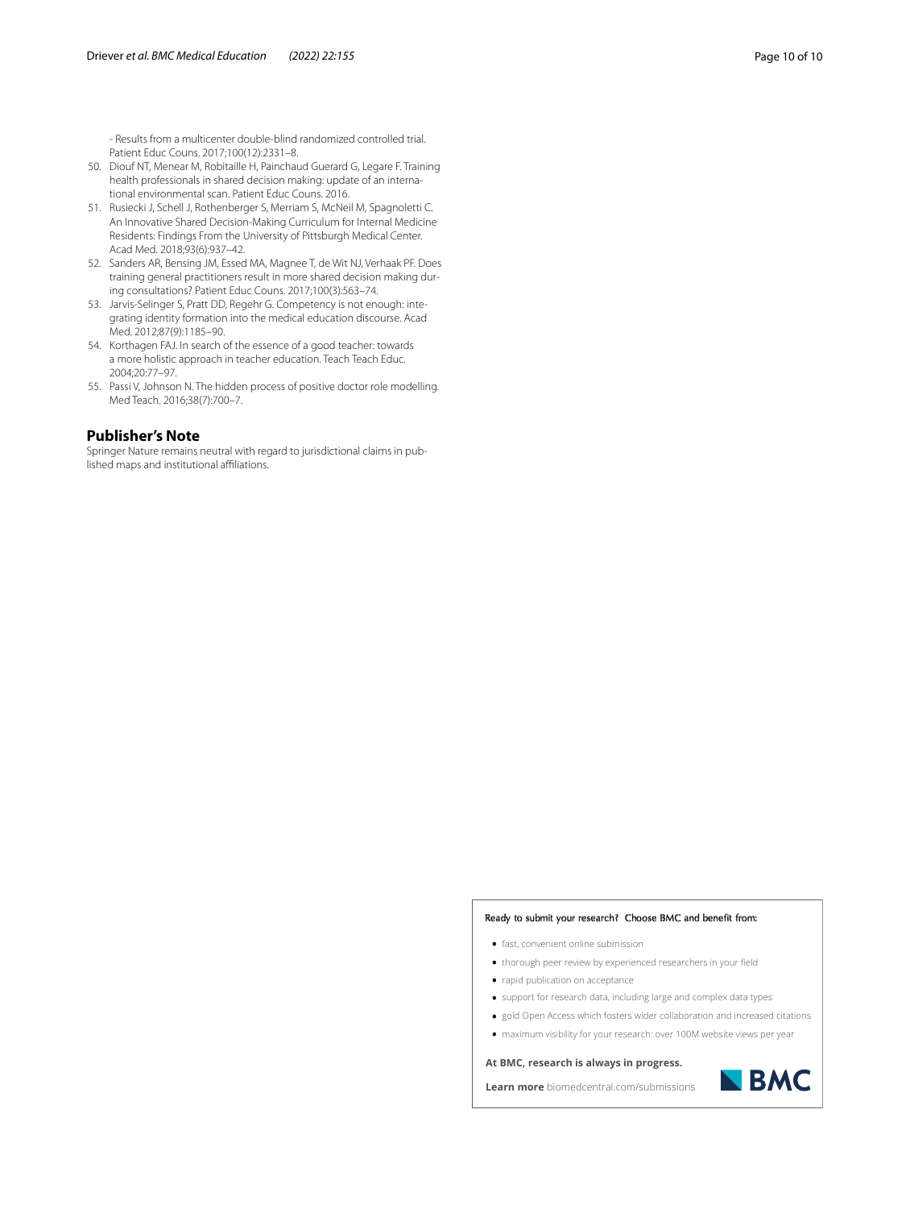- Results from a multicenter double-blind randomized controlled trial. Patient Educ Couns. 2017;100(12):2331–8.

50. Diouf NT, Menear M, Robitaille H, Painchaud Guerard G, Legare F. Training health professionals in shared decision making: update of an international environmental scan. Patient Educ Couns. 2016.
51. Rusiecki J, Schell J, Rothenberger S, Merriam S, McNeil M, Spagnoletti C. An Innovative Shared Decision-Making Curriculum for Internal Medicine Residents: Findings From the University of Pittsburgh Medical Center. Acad Med. 2018;93(6):937–42.
52. Sanders AR, Bensing JM, Essed MA, Magnee T, de Wit NJ, Verhaak PF. Does training general practitioners result in more shared decision making during consultations? Patient Educ Couns. 2017;100(3):563–74.
53. Jarvis-Selinger S, Pratt DD, Regehr G. Competency is not enough: integrating identity formation into the medical education discourse. Acad Med. 2012;87(9):1185–90.
54. Korthagen FAJ. In search of the essence of a good teacher: towards a more holistic approach in teacher education. Teach Teach Educ. 2004;20:77–97.
55. Passi V, Johnson N. The hidden process of positive doctor role modelling. Med Teach. 2016;38(7):700–7.

## Publisher's Note

Springer Nature remains neutral with regard to jurisdictional claims in published maps and institutional affiliations.

Ready to submit your research? Choose BMC and benefit from:

- fast, convenient online submission
- thorough peer review by experienced researchers in your field
- rapid publication on acceptance
- support for research data, including large and complex data types
- gold Open Access which fosters wider collaboration and increased citations
- maximum visibility for your research: over 100M website views per year

**At BMC, research is always in progress.**

**Learn more** biomedcentral.com/submissions

BMC